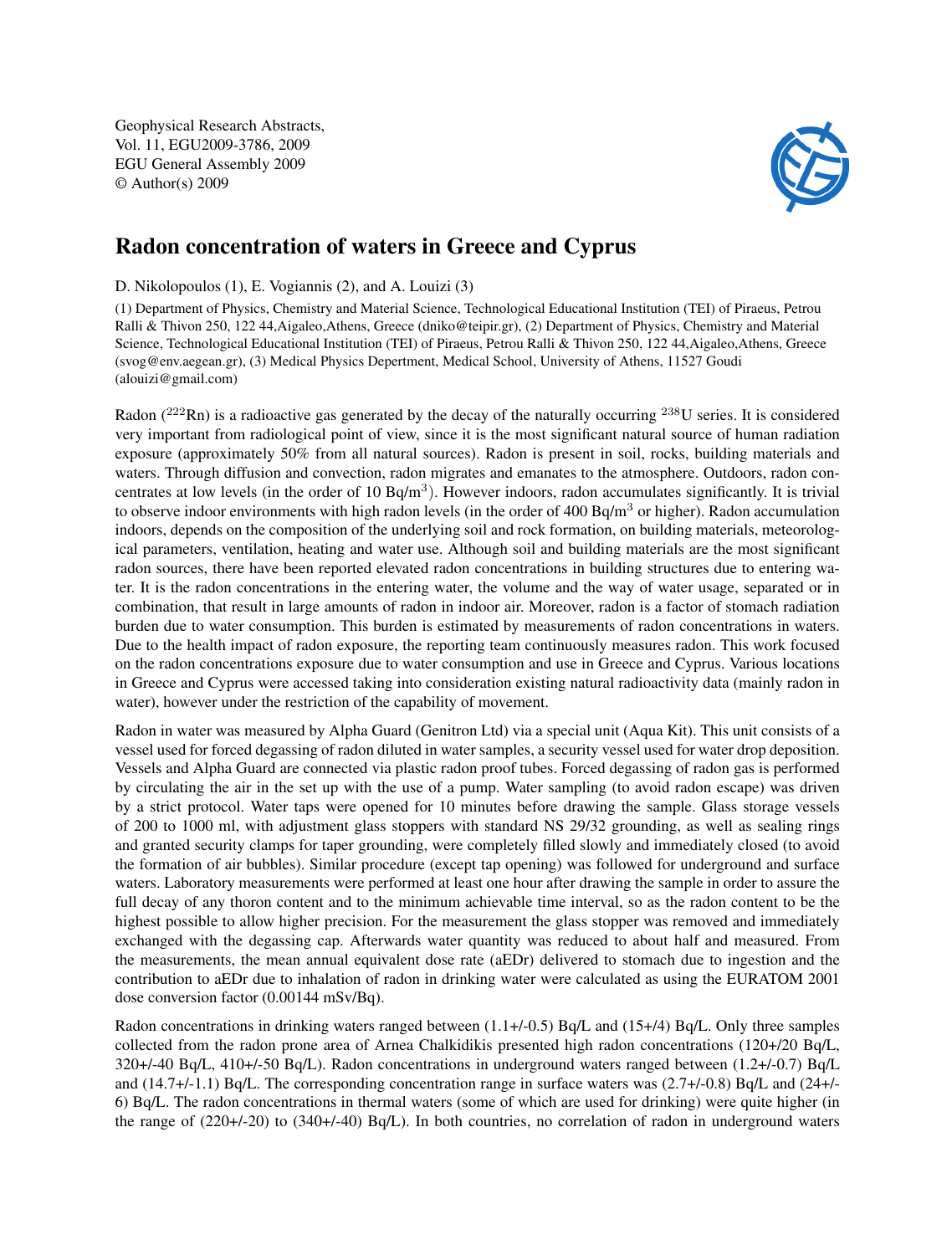Geophysical Research Abstracts,
Vol. 11, EGU2009-3786, 2009
EGU General Assembly 2009
© Author(s) 2009

# Radon concentration of waters in Greece and Cyprus

D. Nikolopoulos (1), E. Vogiannis (2), and A. Louizi (3)

(1) Department of Physics, Chemistry and Material Science, Technological Educational Institution (TEI) of Piraeus, Petrou Ralli & Thivon 250, 122 44,Aigaleo,Athens, Greece (dniko@teipir.gr), (2) Department of Physics, Chemistry and Material Science, Technological Educational Institution (TEI) of Piraeus, Petrou Ralli & Thivon 250, 122 44,Aigaleo,Athens, Greece (svog@env.aegean.gr), (3) Medical Physics Depertment, Medical School, University of Athens, 11527 Goudi (alouizi@gmail.com)

Radon ($^{222}$Rn) is a radioactive gas generated by the decay of the naturally occurring $^{238}$U series. It is considered very important from radiological point of view, since it is the most significant natural source of human radiation exposure (approximately 50% from all natural sources). Radon is present in soil, rocks, building materials and waters. Through diffusion and convection, radon migrates and emanates to the atmosphere. Outdoors, radon concentrates at low levels (in the order of 10 Bq/m$^3$). However indoors, radon accumulates significantly. It is trivial to observe indoor environments with high radon levels (in the order of 400 Bq/m$^3$ or higher). Radon accumulation indoors, depends on the composition of the underlying soil and rock formation, on building materials, meteorological parameters, ventilation, heating and water use. Although soil and building materials are the most significant radon sources, there have been reported elevated radon concentrations in building structures due to entering water. It is the radon concentrations in the entering water, the volume and the way of water usage, separated or in combination, that result in large amounts of radon in indoor air. Moreover, radon is a factor of stomach radiation burden due to water consumption. This burden is estimated by measurements of radon concentrations in waters. Due to the health impact of radon exposure, the reporting team continuously measures radon. This work focused on the radon concentrations exposure due to water consumption and use in Greece and Cyprus. Various locations in Greece and Cyprus were accessed taking into consideration existing natural radioactivity data (mainly radon in water), however under the restriction of the capability of movement.

Radon in water was measured by Alpha Guard (Genitron Ltd) via a special unit (Aqua Kit). This unit consists of a vessel used for forced degassing of radon diluted in water samples, a security vessel used for water drop deposition. Vessels and Alpha Guard are connected via plastic radon proof tubes. Forced degassing of radon gas is performed by circulating the air in the set up with the use of a pump. Water sampling (to avoid radon escape) was driven by a strict protocol. Water taps were opened for 10 minutes before drawing the sample. Glass storage vessels of 200 to 1000 ml, with adjustment glass stoppers with standard NS 29/32 grounding, as well as sealing rings and granted security clamps for taper grounding, were completely filled slowly and immediately closed (to avoid the formation of air bubbles). Similar procedure (except tap opening) was followed for underground and surface waters. Laboratory measurements were performed at least one hour after drawing the sample in order to assure the full decay of any thoron content and to the minimum achievable time interval, so as the radon content to be the highest possible to allow higher precision. For the measurement the glass stopper was removed and immediately exchanged with the degassing cap. Afterwards water quantity was reduced to about half and measured. From the measurements, the mean annual equivalent dose rate (aEDr) delivered to stomach due to ingestion and the contribution to aEDr due to inhalation of radon in drinking water were calculated as using the EURATOM 2001 dose conversion factor (0.00144 mSv/Bq).

Radon concentrations in drinking waters ranged between (1.1+/-0.5) Bq/L and (15+/4) Bq/L. Only three samples collected from the radon prone area of Arnea Chalkidikis presented high radon concentrations (120+/20 Bq/L, 320+/-40 Bq/L, 410+/-50 Bq/L). Radon concentrations in underground waters ranged between (1.2+/-0.7) Bq/L and (14.7+/-1.1) Bq/L. The corresponding concentration range in surface waters was (2.7+/-0.8) Bq/L and (24+/-6) Bq/L. The radon concentrations in thermal waters (some of which are used for drinking) were quite higher (in the range of (220+/-20) to (340+/-40) Bq/L). In both countries, no correlation of radon in underground waters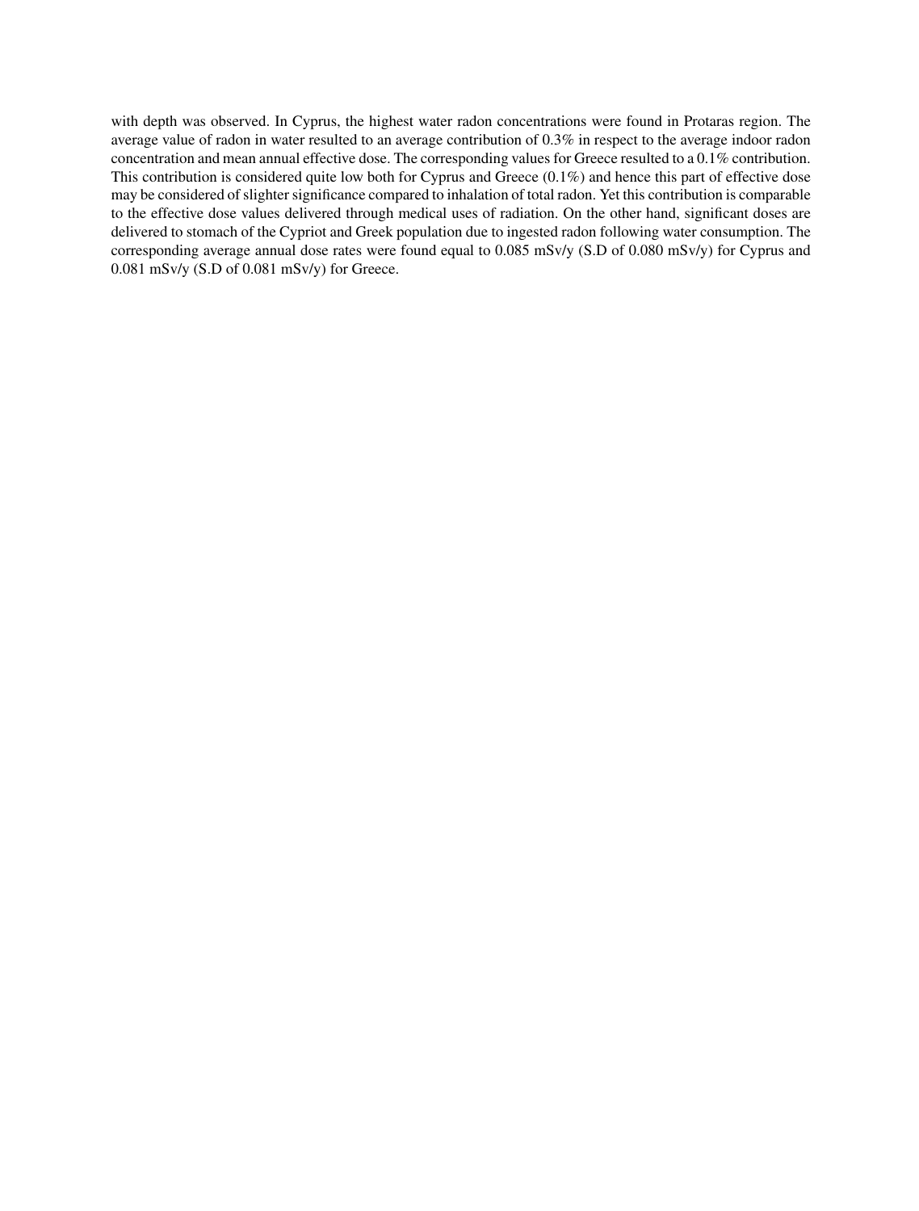with depth was observed. In Cyprus, the highest water radon concentrations were found in Protaras region. The average value of radon in water resulted to an average contribution of 0.3% in respect to the average indoor radon concentration and mean annual effective dose. The corresponding values for Greece resulted to a 0.1% contribution. This contribution is considered quite low both for Cyprus and Greece (0.1%) and hence this part of effective dose may be considered of slighter significance compared to inhalation of total radon. Yet this contribution is comparable to the effective dose values delivered through medical uses of radiation. On the other hand, significant doses are delivered to stomach of the Cypriot and Greek population due to ingested radon following water consumption. The corresponding average annual dose rates were found equal to 0.085 mSv/y (S.D of 0.080 mSv/y) for Cyprus and 0.081 mSv/y (S.D of 0.081 mSv/y) for Greece.